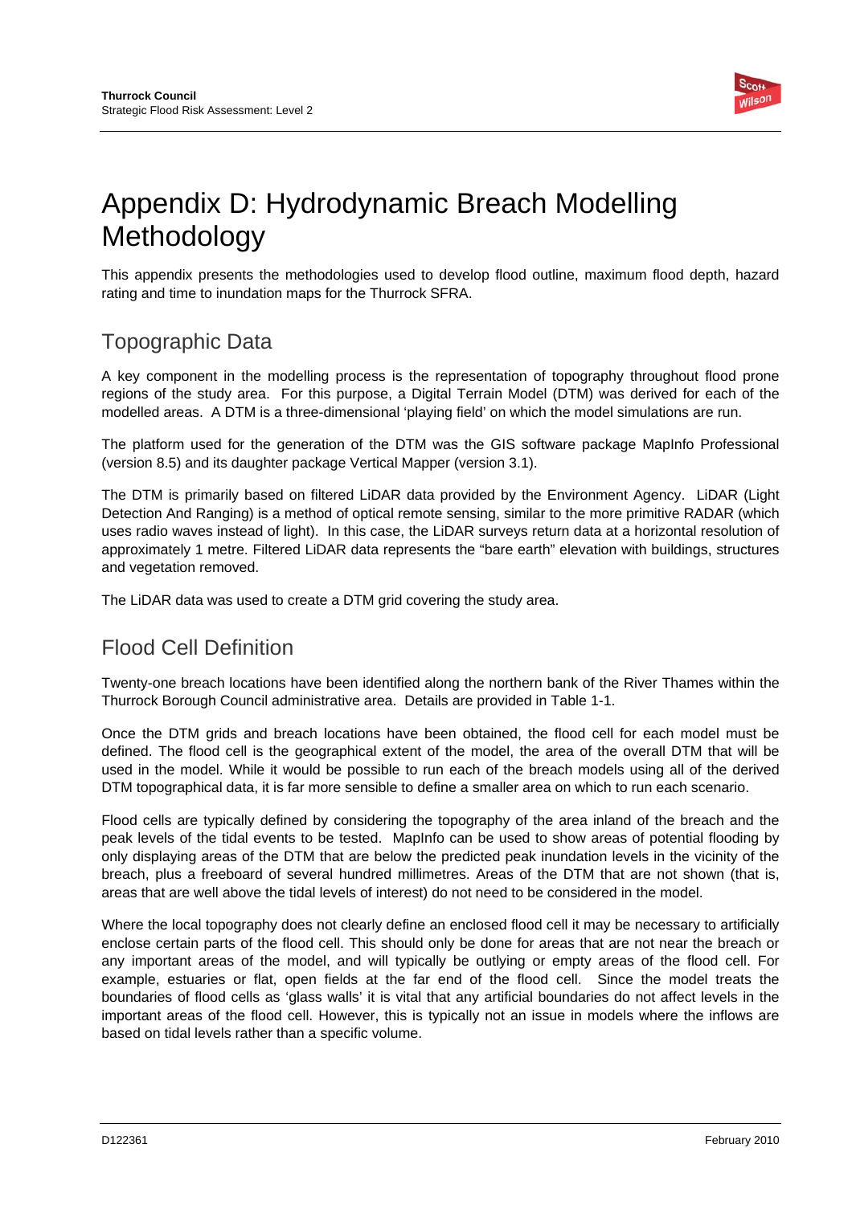# Appendix D: Hydrodynamic Breach Modelling Methodology

This appendix presents the methodologies used to develop flood outline, maximum flood depth, hazard rating and time to inundation maps for the Thurrock SFRA.

## Topographic Data

A key component in the modelling process is the representation of topography throughout flood prone regions of the study area. For this purpose, a Digital Terrain Model (DTM) was derived for each of the modelled areas. A DTM is a three-dimensional 'playing field' on which the model simulations are run.

The platform used for the generation of the DTM was the GIS software package MapInfo Professional (version 8.5) and its daughter package Vertical Mapper (version 3.1).

The DTM is primarily based on filtered LiDAR data provided by the Environment Agency. LiDAR (Light Detection And Ranging) is a method of optical remote sensing, similar to the more primitive RADAR (which uses radio waves instead of light). In this case, the LiDAR surveys return data at a horizontal resolution of approximately 1 metre. Filtered LiDAR data represents the "bare earth" elevation with buildings, structures and vegetation removed.

The LiDAR data was used to create a DTM grid covering the study area.

## Flood Cell Definition

Twenty-one breach locations have been identified along the northern bank of the River Thames within the Thurrock Borough Council administrative area. Details are provided in Table 1-1.

Once the DTM grids and breach locations have been obtained, the flood cell for each model must be defined. The flood cell is the geographical extent of the model, the area of the overall DTM that will be used in the model. While it would be possible to run each of the breach models using all of the derived DTM topographical data, it is far more sensible to define a smaller area on which to run each scenario.

Flood cells are typically defined by considering the topography of the area inland of the breach and the peak levels of the tidal events to be tested. MapInfo can be used to show areas of potential flooding by only displaying areas of the DTM that are below the predicted peak inundation levels in the vicinity of the breach, plus a freeboard of several hundred millimetres. Areas of the DTM that are not shown (that is, areas that are well above the tidal levels of interest) do not need to be considered in the model.

Where the local topography does not clearly define an enclosed flood cell it may be necessary to artificially enclose certain parts of the flood cell. This should only be done for areas that are not near the breach or any important areas of the model, and will typically be outlying or empty areas of the flood cell. For example, estuaries or flat, open fields at the far end of the flood cell. Since the model treats the boundaries of flood cells as 'glass walls' it is vital that any artificial boundaries do not affect levels in the important areas of the flood cell. However, this is typically not an issue in models where the inflows are based on tidal levels rather than a specific volume.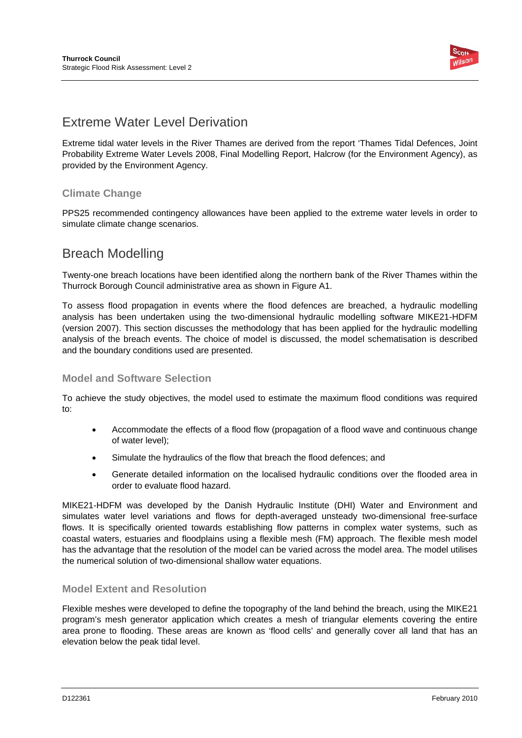## Extreme Water Level Derivation

Extreme tidal water levels in the River Thames are derived from the report 'Thames Tidal Defences, Joint Probability Extreme Water Levels 2008, Final Modelling Report, Halcrow (for the Environment Agency), as provided by the Environment Agency.

### Climate Change

PPS25 recommended contingency allowances have been applied to the extreme water levels in order to simulate climate change scenarios.

## Breach Modelling

Twenty-one breach locations have been identified along the northern bank of the River Thames within the Thurrock Borough Council administrative area as shown in Figure A1.

To assess flood propagation in events where the flood defences are breached, a hydraulic modelling analysis has been undertaken using the two-dimensional hydraulic modelling software MIKE21-HDFM (version 2007). This section discusses the methodology that has been applied for the hydraulic modelling analysis of the breach events. The choice of model is discussed, the model schematisation is described and the boundary conditions used are presented.

### Model and Software Selection

To achieve the study objectives, the model used to estimate the maximum flood conditions was required to:

- Accommodate the effects of a flood flow (propagation of a flood wave and continuous change of water level);
- Simulate the hydraulics of the flow that breach the flood defences; and
- Generate detailed information on the localised hydraulic conditions over the flooded area in order to evaluate flood hazard.

MIKE21-HDFM was developed by the Danish Hydraulic Institute (DHI) Water and Environment and simulates water level variations and flows for depth-averaged unsteady two-dimensional free-surface flows. It is specifically oriented towards establishing flow patterns in complex water systems, such as coastal waters, estuaries and floodplains using a flexible mesh (FM) approach. The flexible mesh model has the advantage that the resolution of the model can be varied across the model area. The model utilises the numerical solution of two-dimensional shallow water equations.

### Model Extent and Resolution

Flexible meshes were developed to define the topography of the land behind the breach, using the MIKE21 program's mesh generator application which creates a mesh of triangular elements covering the entire area prone to flooding. These areas are known as 'flood cells' and generally cover all land that has an elevation below the peak tidal level.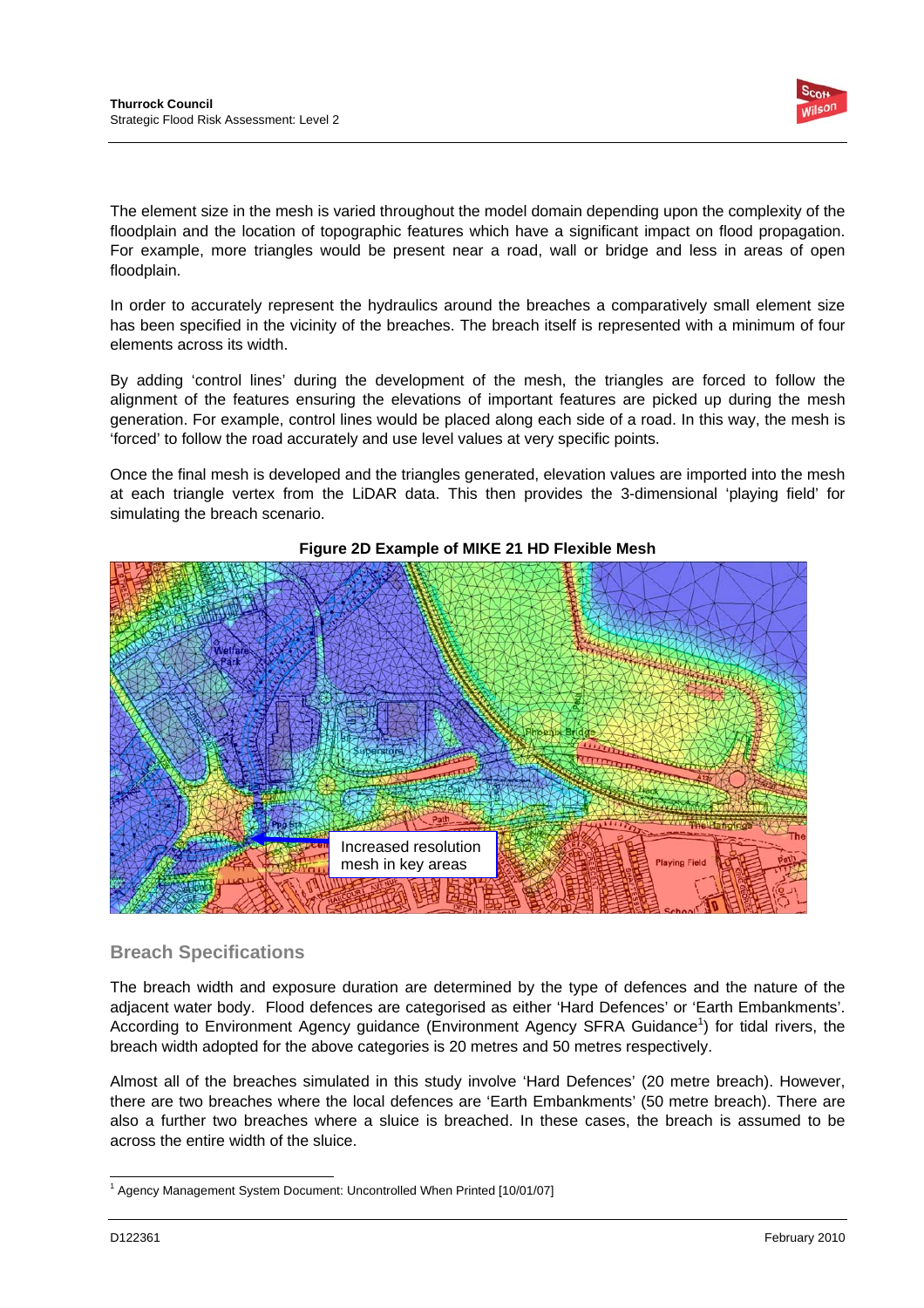The element size in the mesh is varied throughout the model domain depending upon the complexity of the floodplain and the location of topographic features which have a significant impact on flood propagation. For example, more triangles would be present near a road, wall or bridge and less in areas of open floodplain.

In order to accurately represent the hydraulics around the breaches a comparatively small element size has been specified in the vicinity of the breaches. The breach itself is represented with a minimum of four elements across its width.

By adding 'control lines' during the development of the mesh, the triangles are forced to follow the alignment of the features ensuring the elevations of important features are picked up during the mesh generation. For example, control lines would be placed along each side of a road. In this way, the mesh is 'forced' to follow the road accurately and use level values at very specific points.

Once the final mesh is developed and the triangles generated, elevation values are imported into the mesh at each triangle vertex from the LiDAR data. This then provides the 3-dimensional 'playing field' for simulating the breach scenario.

**Figure 2D Example of MIKE 21 HD Flexible Mesh**

## Breach Specifications

The breach width and exposure duration are determined by the type of defences and the nature of the adjacent water body. Flood defences are categorised as either 'Hard Defences' or 'Earth Embankments'. According to Environment Agency guidance (Environment Agency SFRA Guidance[1]) for tidal rivers, the breach width adopted for the above categories is 20 metres and 50 metres respectively.

Almost all of the breaches simulated in this study involve 'Hard Defences' (20 metre breach). However, there are two breaches where the local defences are 'Earth Embankments' (50 metre breach). There are also a further two breaches where a sluice is breached. In these cases, the breach is assumed to be across the entire width of the sluice.

[1] Agency Management System Document: Uncontrolled When Printed [10/01/07]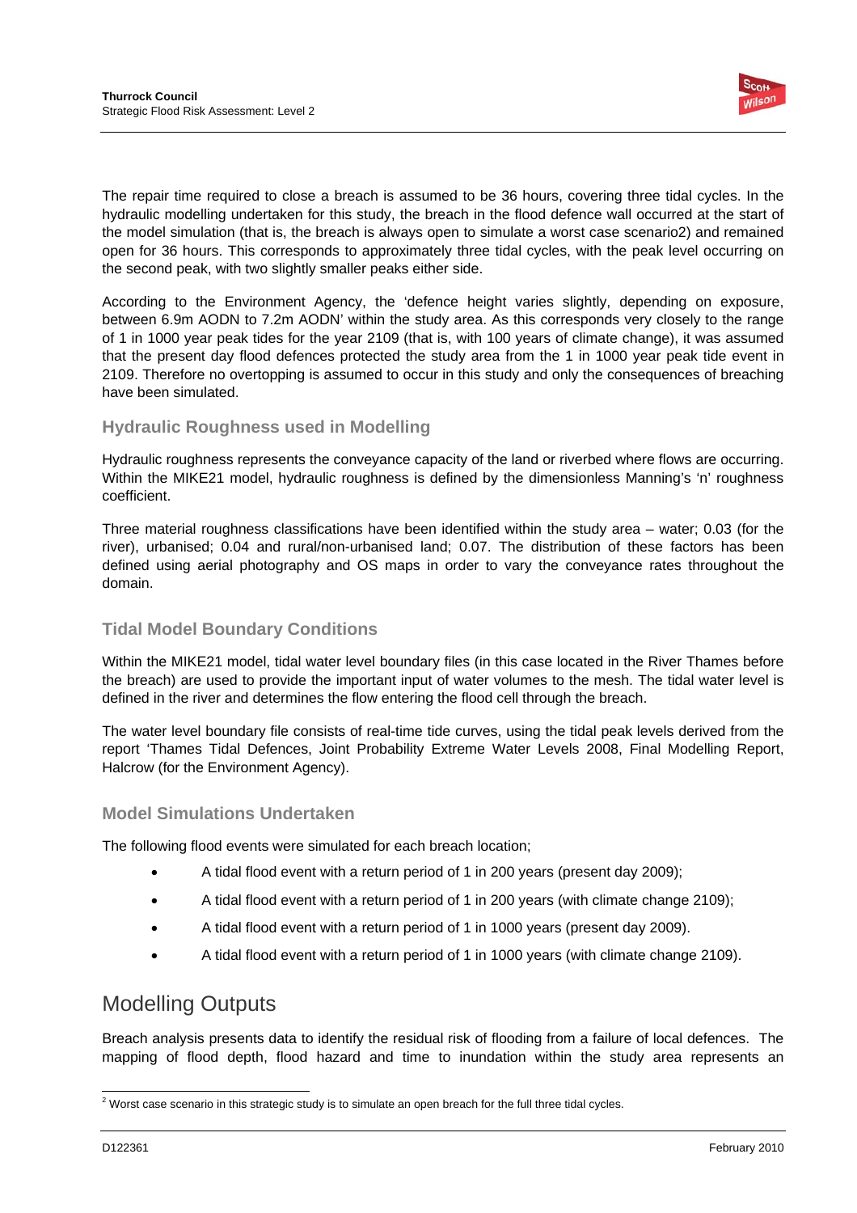The repair time required to close a breach is assumed to be 36 hours, covering three tidal cycles. In the hydraulic modelling undertaken for this study, the breach in the flood defence wall occurred at the start of the model simulation (that is, the breach is always open to simulate a worst case scenario[2]) and remained open for 36 hours. This corresponds to approximately three tidal cycles, with the peak level occurring on the second peak, with two slightly smaller peaks either side.

According to the Environment Agency, the 'defence height varies slightly, depending on exposure, between 6.9m AODN to 7.2m AODN' within the study area. As this corresponds very closely to the range of 1 in 1000 year peak tides for the year 2109 (that is, with 100 years of climate change), it was assumed that the present day flood defences protected the study area from the 1 in 1000 year peak tide event in 2109. Therefore no overtopping is assumed to occur in this study and only the consequences of breaching have been simulated.

### Hydraulic Roughness used in Modelling

Hydraulic roughness represents the conveyance capacity of the land or riverbed where flows are occurring. Within the MIKE21 model, hydraulic roughness is defined by the dimensionless Manning's 'n' roughness coefficient.

Three material roughness classifications have been identified within the study area – water; 0.03 (for the river), urbanised; 0.04 and rural/non-urbanised land; 0.07. The distribution of these factors has been defined using aerial photography and OS maps in order to vary the conveyance rates throughout the domain.

### Tidal Model Boundary Conditions

Within the MIKE21 model, tidal water level boundary files (in this case located in the River Thames before the breach) are used to provide the important input of water volumes to the mesh. The tidal water level is defined in the river and determines the flow entering the flood cell through the breach.

The water level boundary file consists of real-time tide curves, using the tidal peak levels derived from the report 'Thames Tidal Defences, Joint Probability Extreme Water Levels 2008, Final Modelling Report, Halcrow (for the Environment Agency).

### Model Simulations Undertaken

The following flood events were simulated for each breach location;

- A tidal flood event with a return period of 1 in 200 years (present day 2009);
- A tidal flood event with a return period of 1 in 200 years (with climate change 2109);
- A tidal flood event with a return period of 1 in 1000 years (present day 2009).
- A tidal flood event with a return period of 1 in 1000 years (with climate change 2109).

## Modelling Outputs

Breach analysis presents data to identify the residual risk of flooding from a failure of local defences. The mapping of flood depth, flood hazard and time to inundation within the study area represents an

[2] Worst case scenario in this strategic study is to simulate an open breach for the full three tidal cycles.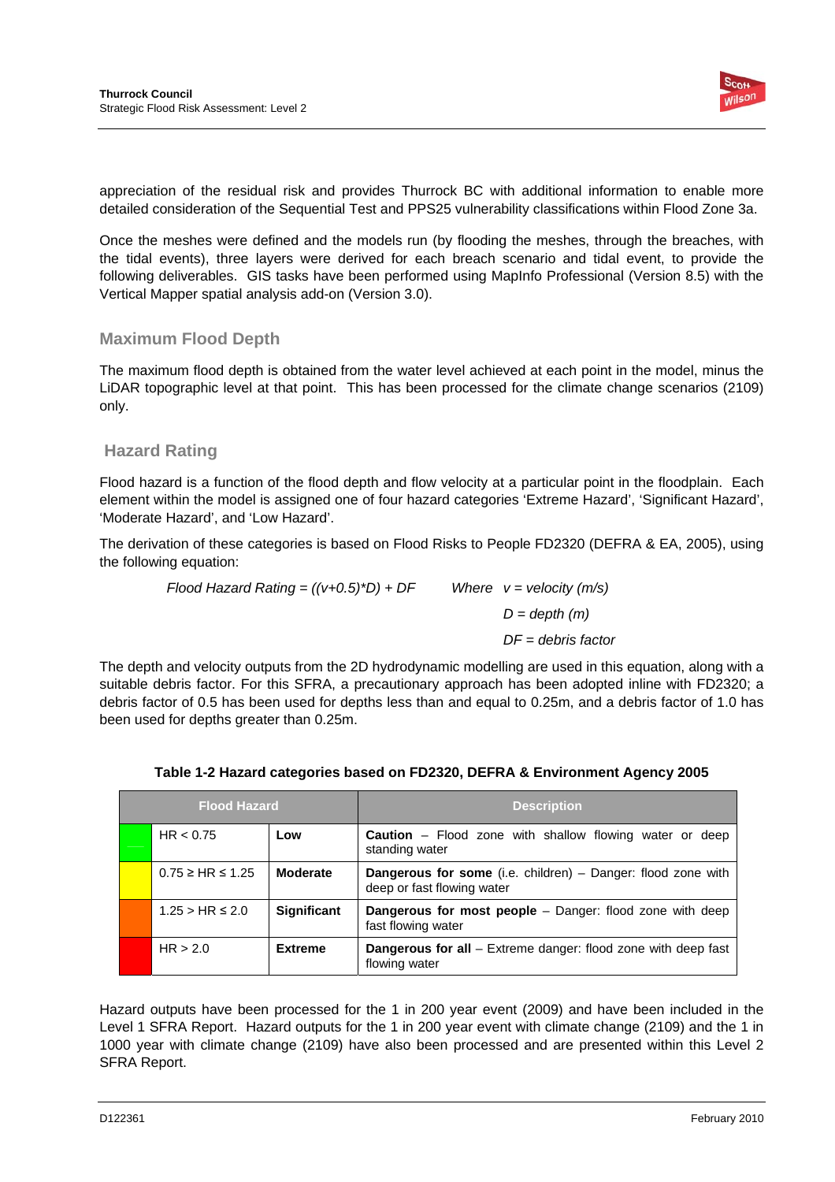appreciation of the residual risk and provides Thurrock BC with additional information to enable more detailed consideration of the Sequential Test and PPS25 vulnerability classifications within Flood Zone 3a.

Once the meshes were defined and the models run (by flooding the meshes, through the breaches, with the tidal events), three layers were derived for each breach scenario and tidal event, to provide the following deliverables. GIS tasks have been performed using MapInfo Professional (Version 8.5) with the Vertical Mapper spatial analysis add-on (Version 3.0).

### Maximum Flood Depth

The maximum flood depth is obtained from the water level achieved at each point in the model, minus the LiDAR topographic level at that point. This has been processed for the climate change scenarios (2109) only.

### Hazard Rating

Flood hazard is a function of the flood depth and flow velocity at a particular point in the floodplain. Each element within the model is assigned one of four hazard categories 'Extreme Hazard', 'Significant Hazard', 'Moderate Hazard', and 'Low Hazard'.

The derivation of these categories is based on Flood Risks to People FD2320 (DEFRA & EA, 2005), using the following equation:

$$\text{Flood Hazard Rating} = ((v+0.5)*D) + DF$$

*Where* $v$ = *velocity (m/s)*

$D$ = *depth (m)*

$DF$ = *debris factor*

The depth and velocity outputs from the 2D hydrodynamic modelling are used in this equation, along with a suitable debris factor. For this SFRA, a precautionary approach has been adopted inline with FD2320; a debris factor of 0.5 has been used for depths less than and equal to 0.25m, and a debris factor of 1.0 has been used for depths greater than 0.25m.

**Table 1-2 Hazard categories based on FD2320, DEFRA & Environment Agency 2005**

| Flood Hazard | | | Description |
|---|---|---|---|
| (green) | $HR < 0.75$ | **Low** | **Caution** – Flood zone with shallow flowing water or deep standing water |
| (yellow) | $0.75 \geq HR \leq 1.25$ | **Moderate** | **Dangerous for some** (i.e. children) – Danger: flood zone with deep or fast flowing water |
| (orange) | $1.25 > HR \leq 2.0$ | **Significant** | **Dangerous for most people** – Danger: flood zone with deep fast flowing water |
| (red) | $HR > 2.0$ | **Extreme** | **Dangerous for all** – Extreme danger: flood zone with deep fast flowing water |

Hazard outputs have been processed for the 1 in 200 year event (2009) and have been included in the Level 1 SFRA Report. Hazard outputs for the 1 in 200 year event with climate change (2109) and the 1 in 1000 year with climate change (2109) have also been processed and are presented within this Level 2 SFRA Report.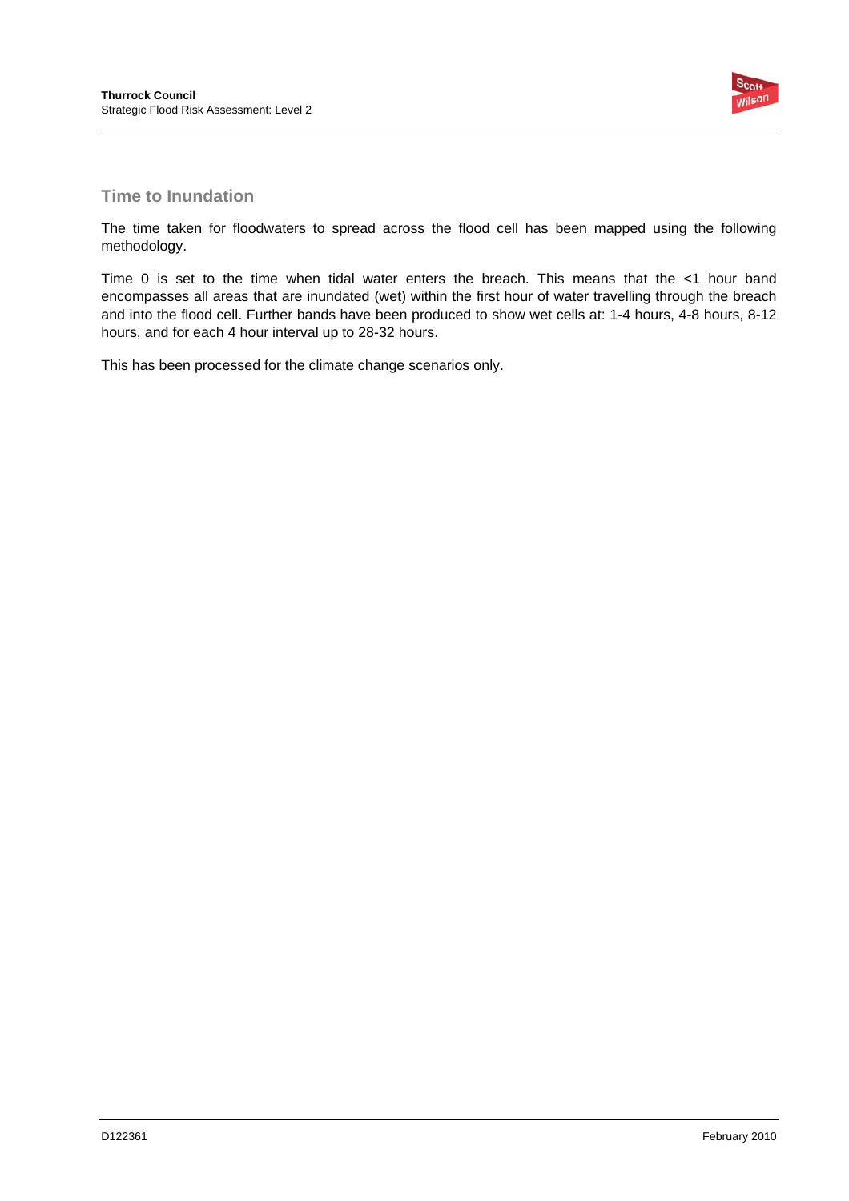## Time to Inundation

The time taken for floodwaters to spread across the flood cell has been mapped using the following methodology.

Time 0 is set to the time when tidal water enters the breach. This means that the <1 hour band encompasses all areas that are inundated (wet) within the first hour of water travelling through the breach and into the flood cell. Further bands have been produced to show wet cells at: 1-4 hours, 4-8 hours, 8-12 hours, and for each 4 hour interval up to 28-32 hours.

This has been processed for the climate change scenarios only.